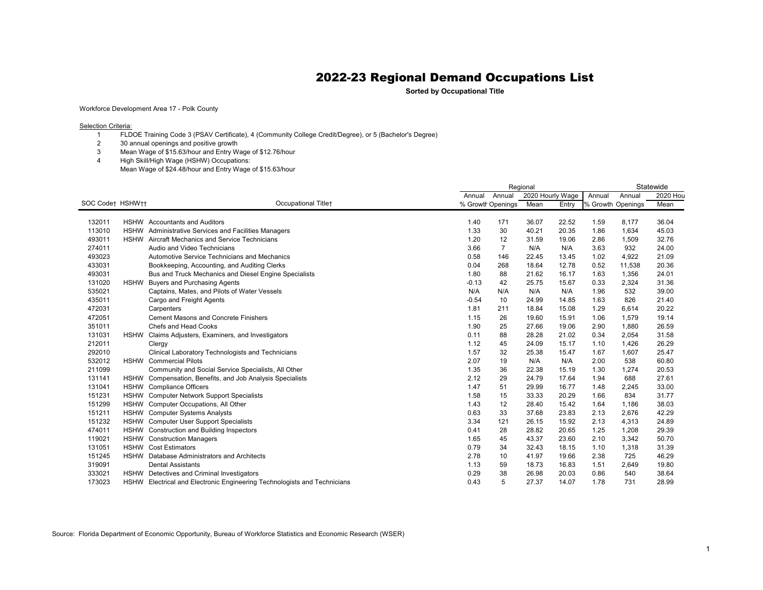# 2022-23 Regional Demand Occupations List

**Sorted by Occupational Title**

Workforce Development Area 17 - Polk County

Selection Criteria:

1. FLDOE Training Code 3 (PSAV Certificate), 4 (Community College Credit/Degree), or 5 (Bachelor's Degree)
2. 30 annual openings and positive growth
3. Mean Wage of $15.63/hour and Entry Wage of $12.76/hour
4. High Skill/High Wage (HSHW) Occupations:
   Mean Wage of $24.48/hour and Entry Wage of $15.63/hour

| | | | Regional | | | | Statewide | | |
|---|---|---|---|---|---|---|---|---|---|
| | | | Annual | Annual | 2020 Hourly Wage | | Annual | Annual | 2020 Hou |
| SOC Code† | HSHW†† | Occupational Title† | % Growth | Openings | Mean | Entry | % Growth | Openings | Mean |
| 132011 | HSHW | Accountants and Auditors | 1.40 | 171 | 36.07 | 22.52 | 1.59 | 8,177 | 36.04 |
| 113010 | HSHW | Administrative Services and Facilities Managers | 1.33 | 30 | 40.21 | 20.35 | 1.86 | 1,634 | 45.03 |
| 493011 | HSHW | Aircraft Mechanics and Service Technicians | 1.20 | 12 | 31.59 | 19.06 | 2.86 | 1,509 | 32.76 |
| 274011 | | Audio and Video Technicians | 3.66 | 7 | N/A | N/A | 3.63 | 932 | 24.00 |
| 493023 | | Automotive Service Technicians and Mechanics | 0.58 | 146 | 22.45 | 13.45 | 1.02 | 4,922 | 21.09 |
| 433031 | | Bookkeeping, Accounting, and Auditing Clerks | 0.04 | 268 | 18.64 | 12.78 | 0.52 | 11,538 | 20.36 |
| 493031 | | Bus and Truck Mechanics and Diesel Engine Specialists | 1.80 | 88 | 21.62 | 16.17 | 1.63 | 1,356 | 24.01 |
| 131020 | HSHW | Buyers and Purchasing Agents | -0.13 | 42 | 25.75 | 15.67 | 0.33 | 2,324 | 31.36 |
| 535021 | | Captains, Mates, and Pilots of Water Vessels | N/A | N/A | N/A | N/A | 1.96 | 532 | 39.00 |
| 435011 | | Cargo and Freight Agents | -0.54 | 10 | 24.99 | 14.85 | 1.63 | 826 | 21.40 |
| 472031 | | Carpenters | 1.81 | 211 | 18.84 | 15.08 | 1.29 | 6,614 | 20.22 |
| 472051 | | Cement Masons and Concrete Finishers | 1.15 | 26 | 19.60 | 15.91 | 1.06 | 1,579 | 19.14 |
| 351011 | | Chefs and Head Cooks | 1.90 | 25 | 27.66 | 19.06 | 2.90 | 1,880 | 26.59 |
| 131031 | HSHW | Claims Adjusters, Examiners, and Investigators | 0.11 | 88 | 28.28 | 21.02 | 0.34 | 2,054 | 31.58 |
| 212011 | | Clergy | 1.12 | 45 | 24.09 | 15.17 | 1.10 | 1,426 | 26.29 |
| 292010 | | Clinical Laboratory Technologists and Technicians | 1.57 | 32 | 25.38 | 15.47 | 1.67 | 1,607 | 25.47 |
| 532012 | HSHW | Commercial Pilots | 2.07 | 19 | N/A | N/A | 2.00 | 538 | 60.80 |
| 211099 | | Community and Social Service Specialists, All Other | 1.35 | 36 | 22.38 | 15.19 | 1.30 | 1,274 | 20.53 |
| 131141 | HSHW | Compensation, Benefits, and Job Analysis Specialists | 2.12 | 29 | 24.79 | 17.64 | 1.94 | 688 | 27.61 |
| 131041 | HSHW | Compliance Officers | 1.47 | 51 | 29.99 | 16.77 | 1.48 | 2,245 | 33.00 |
| 151231 | HSHW | Computer Network Support Specialists | 1.58 | 15 | 33.33 | 20.29 | 1.66 | 834 | 31.77 |
| 151299 | HSHW | Computer Occupations, All Other | 1.43 | 12 | 28.40 | 15.42 | 1.64 | 1,186 | 38.03 |
| 151211 | HSHW | Computer Systems Analysts | 0.63 | 33 | 37.68 | 23.83 | 2.13 | 2,676 | 42.29 |
| 151232 | HSHW | Computer User Support Specialists | 3.34 | 121 | 26.15 | 15.92 | 2.13 | 4,313 | 24.89 |
| 474011 | HSHW | Construction and Building Inspectors | 0.41 | 28 | 28.82 | 20.65 | 1.25 | 1,208 | 29.39 |
| 119021 | HSHW | Construction Managers | 1.65 | 45 | 43.37 | 23.60 | 2.10 | 3,342 | 50.70 |
| 131051 | HSHW | Cost Estimators | 0.79 | 34 | 32.43 | 18.15 | 1.10 | 1,318 | 31.39 |
| 151245 | HSHW | Database Administrators and Architects | 2.78 | 10 | 41.97 | 19.66 | 2.38 | 725 | 46.29 |
| 319091 | | Dental Assistants | 1.13 | 59 | 18.73 | 16.83 | 1.51 | 2,649 | 19.80 |
| 333021 | HSHW | Detectives and Criminal Investigators | 0.29 | 38 | 26.98 | 20.03 | 0.86 | 540 | 38.64 |
| 173023 | HSHW | Electrical and Electronic Engineering Technologists and Technicians | 0.43 | 5 | 27.37 | 14.07 | 1.78 | 731 | 28.99 |

Source: Florida Department of Economic Opportunity, Bureau of Workforce Statistics and Economic Research (WSER)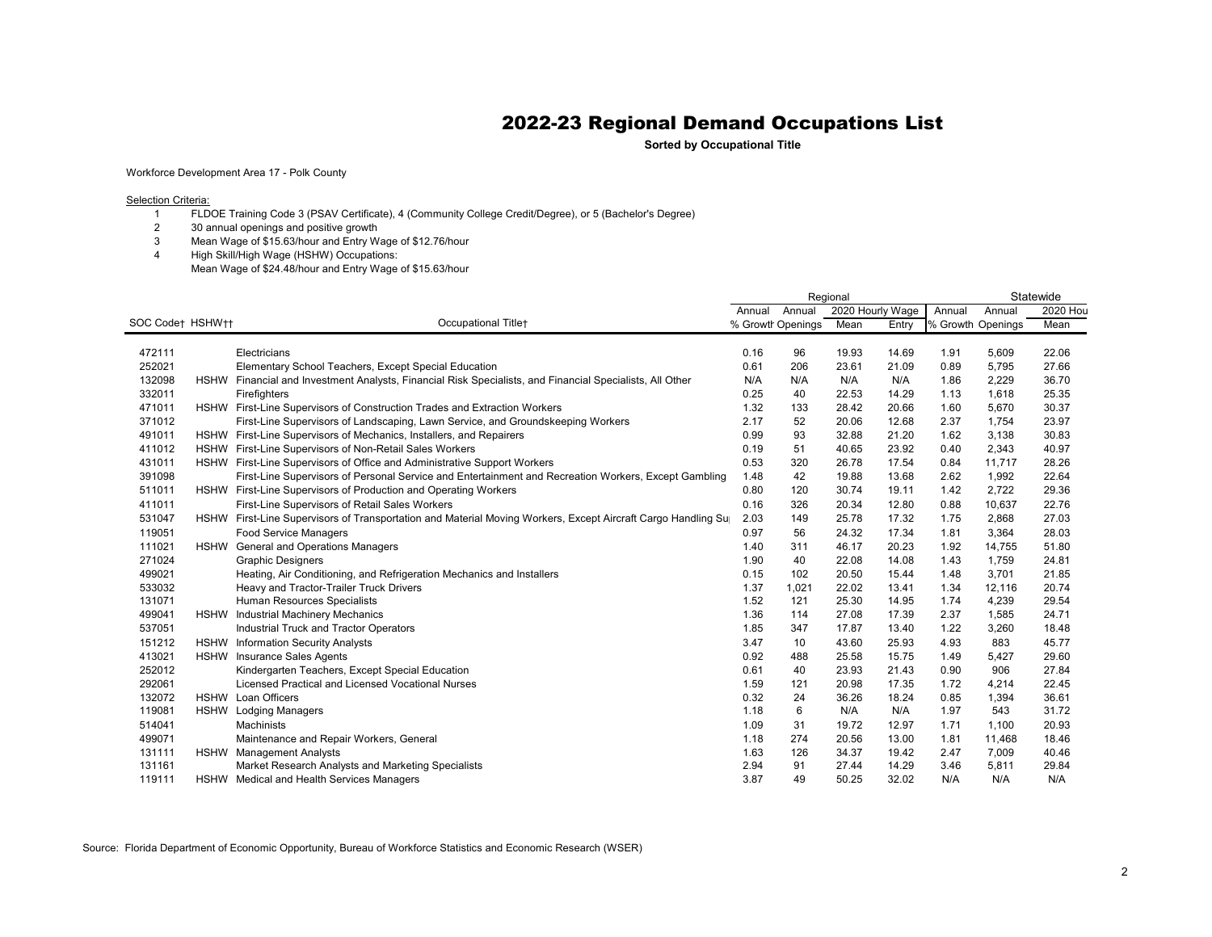# 2022-23 Regional Demand Occupations List

**Sorted by Occupational Title**

Workforce Development Area 17 - Polk County

Selection Criteria:

1. FLDOE Training Code 3 (PSAV Certificate), 4 (Community College Credit/Degree), or 5 (Bachelor's Degree)
2. 30 annual openings and positive growth
3. Mean Wage of $15.63/hour and Entry Wage of $12.76/hour
4. High Skill/High Wage (HSHW) Occupations:
   Mean Wage of $24.48/hour and Entry Wage of $15.63/hour

| | | | Regional | | | | Statewide | | |
|---|---|---|---|---|---|---|---|---|---|
| | | | Annual | Annual | 2020 Hourly Wage | | Annual | Annual | 2020 Hou |
| SOC Code† | HSHW†† | Occupational Title† | % Growth | Openings | Mean | Entry | % Growth | Openings | Mean |
| 472111 | | Electricians | 0.16 | 96 | 19.93 | 14.69 | 1.91 | 5,609 | 22.06 |
| 252021 | | Elementary School Teachers, Except Special Education | 0.61 | 206 | 23.61 | 21.09 | 0.89 | 5,795 | 27.66 |
| 132098 | HSHW | Financial and Investment Analysts, Financial Risk Specialists, and Financial Specialists, All Other | N/A | N/A | N/A | N/A | 1.86 | 2,229 | 36.70 |
| 332011 | | Firefighters | 0.25 | 40 | 22.53 | 14.29 | 1.13 | 1,618 | 25.35 |
| 471011 | HSHW | First-Line Supervisors of Construction Trades and Extraction Workers | 1.32 | 133 | 28.42 | 20.66 | 1.60 | 5,670 | 30.37 |
| 371012 | | First-Line Supervisors of Landscaping, Lawn Service, and Groundskeeping Workers | 2.17 | 52 | 20.06 | 12.68 | 2.37 | 1,754 | 23.97 |
| 491011 | HSHW | First-Line Supervisors of Mechanics, Installers, and Repairers | 0.99 | 93 | 32.88 | 21.20 | 1.62 | 3,138 | 30.83 |
| 411012 | HSHW | First-Line Supervisors of Non-Retail Sales Workers | 0.19 | 51 | 40.65 | 23.92 | 0.40 | 2,343 | 40.97 |
| 431011 | HSHW | First-Line Supervisors of Office and Administrative Support Workers | 0.53 | 320 | 26.78 | 17.54 | 0.84 | 11,717 | 28.26 |
| 391098 | | First-Line Supervisors of Personal Service and Entertainment and Recreation Workers, Except Gambling | 1.48 | 42 | 19.88 | 13.68 | 2.62 | 1,992 | 22.64 |
| 511011 | HSHW | First-Line Supervisors of Production and Operating Workers | 0.80 | 120 | 30.74 | 19.11 | 1.42 | 2,722 | 29.36 |
| 411011 | | First-Line Supervisors of Retail Sales Workers | 0.16 | 326 | 20.34 | 12.80 | 0.88 | 10,637 | 22.76 |
| 531047 | HSHW | First-Line Supervisors of Transportation and Material Moving Workers, Except Aircraft Cargo Handling Su | 2.03 | 149 | 25.78 | 17.32 | 1.75 | 2,868 | 27.03 |
| 119051 | | Food Service Managers | 0.97 | 56 | 24.32 | 17.34 | 1.81 | 3,364 | 28.03 |
| 111021 | HSHW | General and Operations Managers | 1.40 | 311 | 46.17 | 20.23 | 1.92 | 14,755 | 51.80 |
| 271024 | | Graphic Designers | 1.90 | 40 | 22.08 | 14.08 | 1.43 | 1,759 | 24.81 |
| 499021 | | Heating, Air Conditioning, and Refrigeration Mechanics and Installers | 0.15 | 102 | 20.50 | 15.44 | 1.48 | 3,701 | 21.85 |
| 533032 | | Heavy and Tractor-Trailer Truck Drivers | 1.37 | 1,021 | 22.02 | 13.41 | 1.34 | 12,116 | 20.74 |
| 131071 | | Human Resources Specialists | 1.52 | 121 | 25.30 | 14.95 | 1.74 | 4,239 | 29.54 |
| 499041 | HSHW | Industrial Machinery Mechanics | 1.36 | 114 | 27.08 | 17.39 | 2.37 | 1,585 | 24.71 |
| 537051 | | Industrial Truck and Tractor Operators | 1.85 | 347 | 17.87 | 13.40 | 1.22 | 3,260 | 18.48 |
| 151212 | HSHW | Information Security Analysts | 3.47 | 10 | 43.60 | 25.93 | 4.93 | 883 | 45.77 |
| 413021 | HSHW | Insurance Sales Agents | 0.92 | 488 | 25.58 | 15.75 | 1.49 | 5,427 | 29.60 |
| 252012 | | Kindergarten Teachers, Except Special Education | 0.61 | 40 | 23.93 | 21.43 | 0.90 | 906 | 27.84 |
| 292061 | | Licensed Practical and Licensed Vocational Nurses | 1.59 | 121 | 20.98 | 17.35 | 1.72 | 4,214 | 22.45 |
| 132072 | HSHW | Loan Officers | 0.32 | 24 | 36.26 | 18.24 | 0.85 | 1,394 | 36.61 |
| 119081 | HSHW | Lodging Managers | 1.18 | 6 | N/A | N/A | 1.97 | 543 | 31.72 |
| 514041 | | Machinists | 1.09 | 31 | 19.72 | 12.97 | 1.71 | 1,100 | 20.93 |
| 499071 | | Maintenance and Repair Workers, General | 1.18 | 274 | 20.56 | 13.00 | 1.81 | 11,468 | 18.46 |
| 131111 | HSHW | Management Analysts | 1.63 | 126 | 34.37 | 19.42 | 2.47 | 7,009 | 40.46 |
| 131161 | | Market Research Analysts and Marketing Specialists | 2.94 | 91 | 27.44 | 14.29 | 3.46 | 5,811 | 29.84 |
| 119111 | HSHW | Medical and Health Services Managers | 3.87 | 49 | 50.25 | 32.02 | N/A | N/A | N/A |

Source: Florida Department of Economic Opportunity, Bureau of Workforce Statistics and Economic Research (WSER)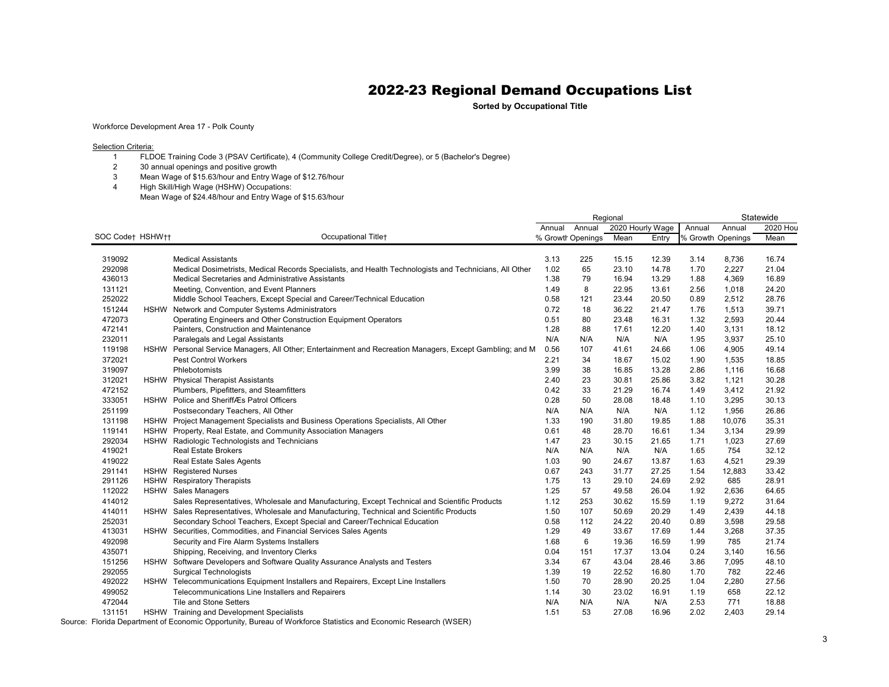# 2022-23 Regional Demand Occupations List

**Sorted by Occupational Title**

Workforce Development Area 17 - Polk County

Selection Criteria:

1. FLDOE Training Code 3 (PSAV Certificate), 4 (Community College Credit/Degree), or 5 (Bachelor's Degree)
2. 30 annual openings and positive growth
3. Mean Wage of $15.63/hour and Entry Wage of $12.76/hour
4. High Skill/High Wage (HSHW) Occupations:
   Mean Wage of $24.48/hour and Entry Wage of $15.63/hour

| | | | Regional | | | | Statewide | | |
|---|---|---|---|---|---|---|---|---|---|
| | | | Annual | Annual | 2020 Hourly Wage | | Annual | Annual | 2020 Hou |
| SOC Code† | HSHW†† | Occupational Title† | % Growth | Openings | Mean | Entry | % Growth | Openings | Mean |
| 319092 | | Medical Assistants | 3.13 | 225 | 15.15 | 12.39 | 3.14 | 8,736 | 16.74 |
| 292098 | | Medical Dosimetrists, Medical Records Specialists, and Health Technologists and Technicians, All Other | 1.02 | 65 | 23.10 | 14.78 | 1.70 | 2,227 | 21.04 |
| 436013 | | Medical Secretaries and Administrative Assistants | 1.38 | 79 | 16.94 | 13.29 | 1.88 | 4,369 | 16.89 |
| 131121 | | Meeting, Convention, and Event Planners | 1.49 | 8 | 22.95 | 13.61 | 2.56 | 1,018 | 24.20 |
| 252022 | | Middle School Teachers, Except Special and Career/Technical Education | 0.58 | 121 | 23.44 | 20.50 | 0.89 | 2,512 | 28.76 |
| 151244 | HSHW | Network and Computer Systems Administrators | 0.72 | 18 | 36.22 | 21.47 | 1.76 | 1,513 | 39.71 |
| 472073 | | Operating Engineers and Other Construction Equipment Operators | 0.51 | 80 | 23.48 | 16.31 | 1.32 | 2,593 | 20.44 |
| 472141 | | Painters, Construction and Maintenance | 1.28 | 88 | 17.61 | 12.20 | 1.40 | 3,131 | 18.12 |
| 232011 | | Paralegals and Legal Assistants | N/A | N/A | N/A | N/A | 1.95 | 3,937 | 25.10 |
| 119198 | HSHW | Personal Service Managers, All Other; Entertainment and Recreation Managers, Except Gambling; and M | 0.56 | 107 | 41.61 | 24.66 | 1.06 | 4,905 | 49.14 |
| 372021 | | Pest Control Workers | 2.21 | 34 | 18.67 | 15.02 | 1.90 | 1,535 | 18.85 |
| 319097 | | Phlebotomists | 3.99 | 38 | 16.85 | 13.28 | 2.86 | 1,116 | 16.68 |
| 312021 | HSHW | Physical Therapist Assistants | 2.40 | 23 | 30.81 | 25.86 | 3.82 | 1,121 | 30.28 |
| 472152 | | Plumbers, Pipefitters, and Steamfitters | 0.42 | 33 | 21.29 | 16.74 | 1.49 | 3,412 | 21.92 |
| 333051 | HSHW | Police and SheriffÆs Patrol Officers | 0.28 | 50 | 28.08 | 18.48 | 1.10 | 3,295 | 30.13 |
| 251199 | | Postsecondary Teachers, All Other | N/A | N/A | N/A | N/A | 1.12 | 1,956 | 26.86 |
| 131198 | HSHW | Project Management Specialists and Business Operations Specialists, All Other | 1.33 | 190 | 31.80 | 19.85 | 1.88 | 10,076 | 35.31 |
| 119141 | HSHW | Property, Real Estate, and Community Association Managers | 0.61 | 48 | 28.70 | 16.61 | 1.34 | 3,134 | 29.99 |
| 292034 | HSHW | Radiologic Technologists and Technicians | 1.47 | 23 | 30.15 | 21.65 | 1.71 | 1,023 | 27.69 |
| 419021 | | Real Estate Brokers | N/A | N/A | N/A | N/A | 1.65 | 754 | 32.12 |
| 419022 | | Real Estate Sales Agents | 1.03 | 90 | 24.67 | 13.87 | 1.63 | 4,521 | 29.39 |
| 291141 | HSHW | Registered Nurses | 0.67 | 243 | 31.77 | 27.25 | 1.54 | 12,883 | 33.42 |
| 291126 | HSHW | Respiratory Therapists | 1.75 | 13 | 29.10 | 24.69 | 2.92 | 685 | 28.91 |
| 112022 | HSHW | Sales Managers | 1.25 | 57 | 49.58 | 26.04 | 1.92 | 2,636 | 64.65 |
| 414012 | | Sales Representatives, Wholesale and Manufacturing, Except Technical and Scientific Products | 1.12 | 253 | 30.62 | 15.59 | 1.19 | 9,272 | 31.64 |
| 414011 | HSHW | Sales Representatives, Wholesale and Manufacturing, Technical and Scientific Products | 1.50 | 107 | 50.69 | 20.29 | 1.49 | 2,439 | 44.18 |
| 252031 | | Secondary School Teachers, Except Special and Career/Technical Education | 0.58 | 112 | 24.22 | 20.40 | 0.89 | 3,598 | 29.58 |
| 413031 | HSHW | Securities, Commodities, and Financial Services Sales Agents | 1.29 | 49 | 33.67 | 17.69 | 1.44 | 3,268 | 37.35 |
| 492098 | | Security and Fire Alarm Systems Installers | 1.68 | 6 | 19.36 | 16.59 | 1.99 | 785 | 21.74 |
| 435071 | | Shipping, Receiving, and Inventory Clerks | 0.04 | 151 | 17.37 | 13.04 | 0.24 | 3,140 | 16.56 |
| 151256 | HSHW | Software Developers and Software Quality Assurance Analysts and Testers | 3.34 | 67 | 43.04 | 28.46 | 3.86 | 7,095 | 48.10 |
| 292055 | | Surgical Technologists | 1.39 | 19 | 22.52 | 16.80 | 1.70 | 782 | 22.46 |
| 492022 | HSHW | Telecommunications Equipment Installers and Repairers, Except Line Installers | 1.50 | 70 | 28.90 | 20.25 | 1.04 | 2,280 | 27.56 |
| 499052 | | Telecommunications Line Installers and Repairers | 1.14 | 30 | 23.02 | 16.91 | 1.19 | 658 | 22.12 |
| 472044 | | Tile and Stone Setters | N/A | N/A | N/A | N/A | 2.53 | 771 | 18.88 |
| 131151 | HSHW | Training and Development Specialists | 1.51 | 53 | 27.08 | 16.96 | 2.02 | 2,403 | 29.14 |

Source: Florida Department of Economic Opportunity, Bureau of Workforce Statistics and Economic Research (WSER)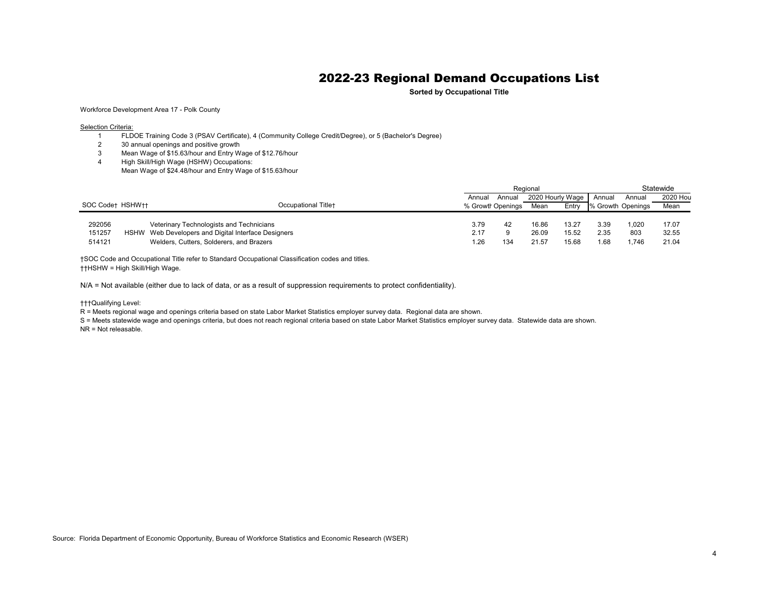# 2022-23 Regional Demand Occupations List

**Sorted by Occupational Title**

Workforce Development Area 17 - Polk County

Selection Criteria:

1. FLDOE Training Code 3 (PSAV Certificate), 4 (Community College Credit/Degree), or 5 (Bachelor's Degree)
2. 30 annual openings and positive growth
3. Mean Wage of $15.63/hour and Entry Wage of $12.76/hour
4. High Skill/High Wage (HSHW) Occupations:
   Mean Wage of $24.48/hour and Entry Wage of $15.63/hour

| | | | Regional | | | | Statewide | | |
|---|---|---|---|---|---|---|---|---|---|
| | | | Annual | Annual | 2020 Hourly Wage | | Annual | Annual | 2020 Hou |
| SOC Code† | HSHW†† | Occupational Title† | % Growth | Openings | Mean | Entry | % Growth | Openings | Mean |
| 292056 | | Veterinary Technologists and Technicians | 3.79 | 42 | 16.86 | 13.27 | 3.39 | 1,020 | 17.07 |
| 151257 | HSHW | Web Developers and Digital Interface Designers | 2.17 | 9 | 26.09 | 15.52 | 2.35 | 803 | 32.55 |
| 514121 | | Welders, Cutters, Solderers, and Brazers | 1.26 | 134 | 21.57 | 15.68 | 1.68 | 1,746 | 21.04 |

†SOC Code and Occupational Title refer to Standard Occupational Classification codes and titles.

††HSHW = High Skill/High Wage.

N/A = Not available (either due to lack of data, or as a result of suppression requirements to protect confidentiality).

†††Qualifying Level:

R = Meets regional wage and openings criteria based on state Labor Market Statistics employer survey data. Regional data are shown.

S = Meets statewide wage and openings criteria, but does not reach regional criteria based on state Labor Market Statistics employer survey data. Statewide data are shown.

NR = Not releasable.

Source: Florida Department of Economic Opportunity, Bureau of Workforce Statistics and Economic Research (WSER)